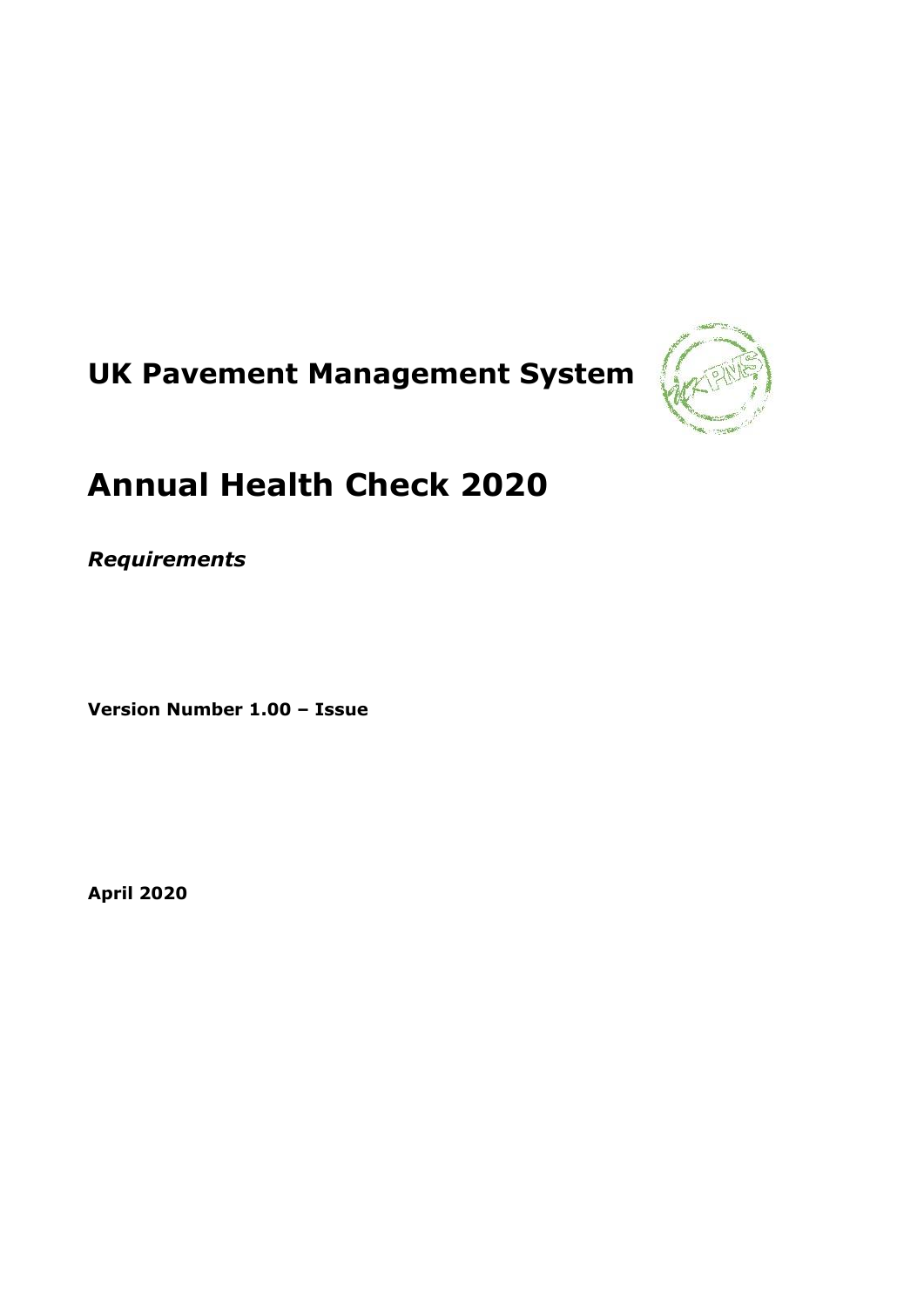# UK Pavement Management System

# Annual Health Check 2020

*Requirements*

**Version Number 1.00 – Issue**

**April 2020**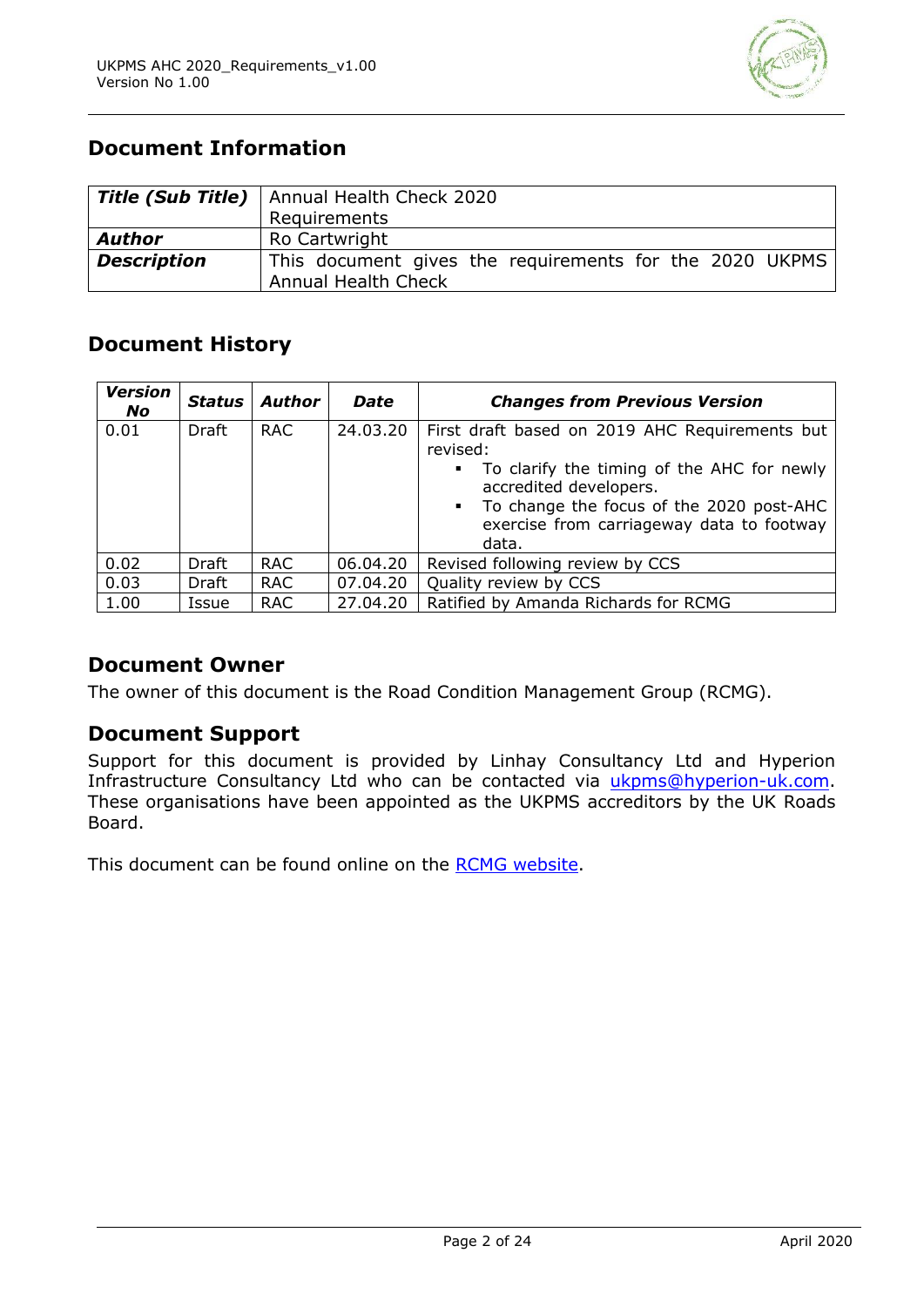## Document Information

| *Title (Sub Title)* | Annual Health Check 2020 Requirements |
|---|---|
| ***Author*** | Ro Cartwright |
| ***Description*** | This document gives the requirements for the 2020 UKPMS Annual Health Check |

## Document History

| *Version No* | *Status* | *Author* | *Date* | *Changes from Previous Version* |
|---|---|---|---|---|
| 0.01 | Draft | RAC | 24.03.20 | First draft based on 2019 AHC Requirements but revised:<br>▪ To clarify the timing of the AHC for newly accredited developers.<br>▪ To change the focus of the 2020 post-AHC exercise from carriageway data to footway data. |
| 0.02 | Draft | RAC | 06.04.20 | Revised following review by CCS |
| 0.03 | Draft | RAC | 07.04.20 | Quality review by CCS |
| 1.00 | Issue | RAC | 27.04.20 | Ratified by Amanda Richards for RCMG |

## Document Owner

The owner of this document is the Road Condition Management Group (RCMG).

## Document Support

Support for this document is provided by Linhay Consultancy Ltd and Hyperion Infrastructure Consultancy Ltd who can be contacted via ukpms@hyperion-uk.com. These organisations have been appointed as the UKPMS accreditors by the UK Roads Board.

This document can be found online on the RCMG website.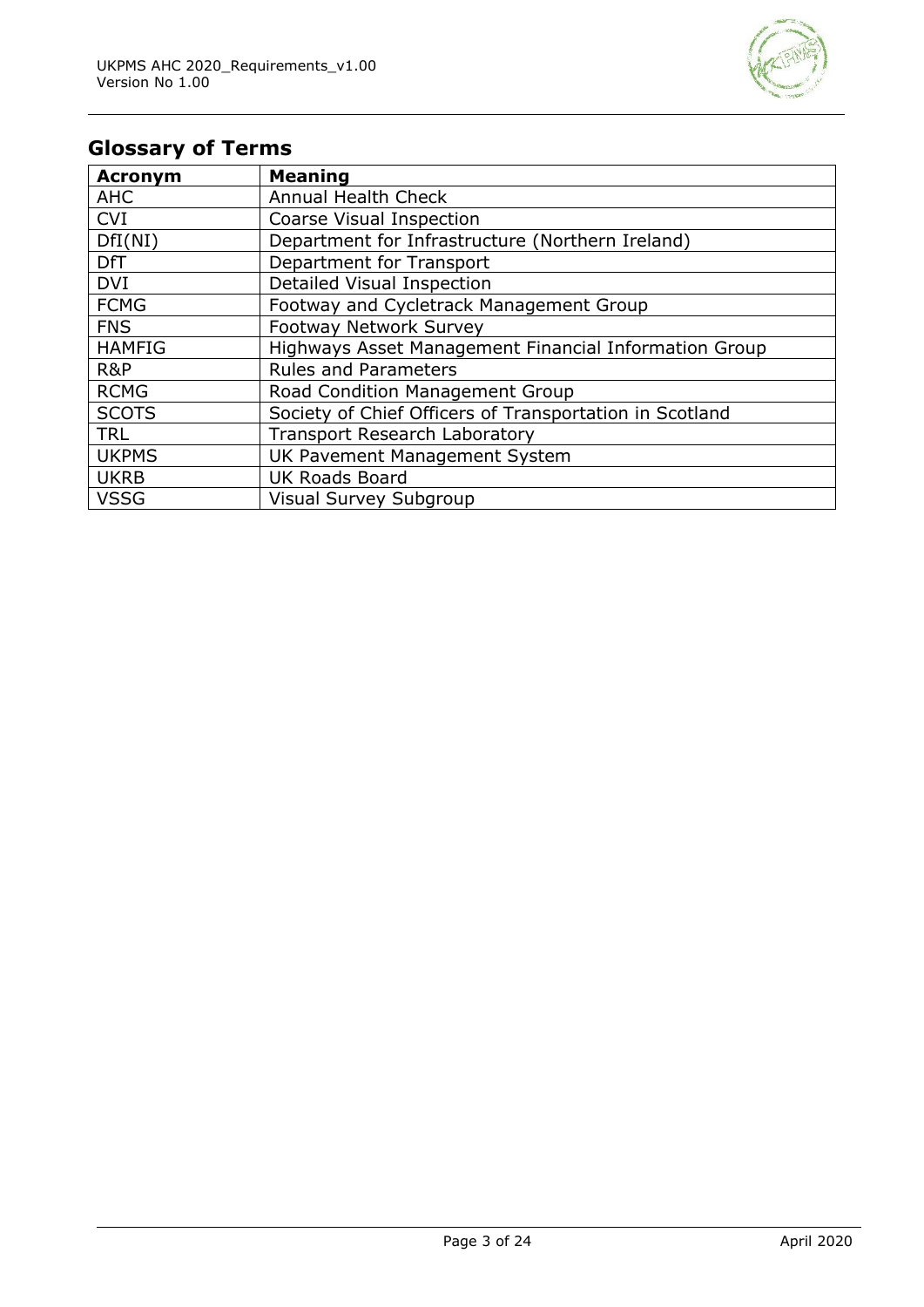## Glossary of Terms

| Acronym | Meaning |
| --- | --- |
| AHC | Annual Health Check |
| CVI | Coarse Visual Inspection |
| DfI(NI) | Department for Infrastructure (Northern Ireland) |
| DfT | Department for Transport |
| DVI | Detailed Visual Inspection |
| FCMG | Footway and Cycletrack Management Group |
| FNS | Footway Network Survey |
| HAMFIG | Highways Asset Management Financial Information Group |
| R&P | Rules and Parameters |
| RCMG | Road Condition Management Group |
| SCOTS | Society of Chief Officers of Transportation in Scotland |
| TRL | Transport Research Laboratory |
| UKPMS | UK Pavement Management System |
| UKRB | UK Roads Board |
| VSSG | Visual Survey Subgroup |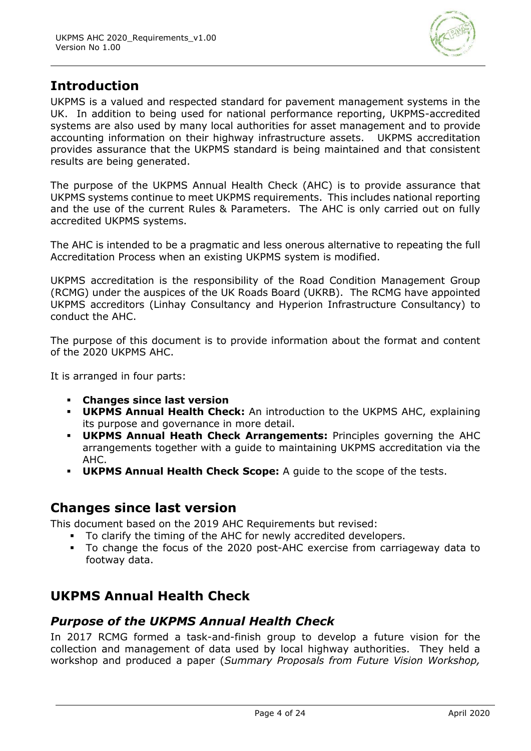## Introduction

UKPMS is a valued and respected standard for pavement management systems in the UK. In addition to being used for national performance reporting, UKPMS-accredited systems are also used by many local authorities for asset management and to provide accounting information on their highway infrastructure assets. UKPMS accreditation provides assurance that the UKPMS standard is being maintained and that consistent results are being generated.

The purpose of the UKPMS Annual Health Check (AHC) is to provide assurance that UKPMS systems continue to meet UKPMS requirements. This includes national reporting and the use of the current Rules & Parameters. The AHC is only carried out on fully accredited UKPMS systems.

The AHC is intended to be a pragmatic and less onerous alternative to repeating the full Accreditation Process when an existing UKPMS system is modified.

UKPMS accreditation is the responsibility of the Road Condition Management Group (RCMG) under the auspices of the UK Roads Board (UKRB). The RCMG have appointed UKPMS accreditors (Linhay Consultancy and Hyperion Infrastructure Consultancy) to conduct the AHC.

The purpose of this document is to provide information about the format and content of the 2020 UKPMS AHC.

It is arranged in four parts:

- **Changes since last version**
- **UKPMS Annual Health Check:** An introduction to the UKPMS AHC, explaining its purpose and governance in more detail.
- **UKPMS Annual Heath Check Arrangements:** Principles governing the AHC arrangements together with a guide to maintaining UKPMS accreditation via the AHC.
- **UKPMS Annual Health Check Scope:** A guide to the scope of the tests.

## Changes since last version

This document based on the 2019 AHC Requirements but revised:

- To clarify the timing of the AHC for newly accredited developers.
- To change the focus of the 2020 post-AHC exercise from carriageway data to footway data.

## UKPMS Annual Health Check

### *Purpose of the UKPMS Annual Health Check*

In 2017 RCMG formed a task-and-finish group to develop a future vision for the collection and management of data used by local highway authorities. They held a workshop and produced a paper (*Summary Proposals from Future Vision Workshop,*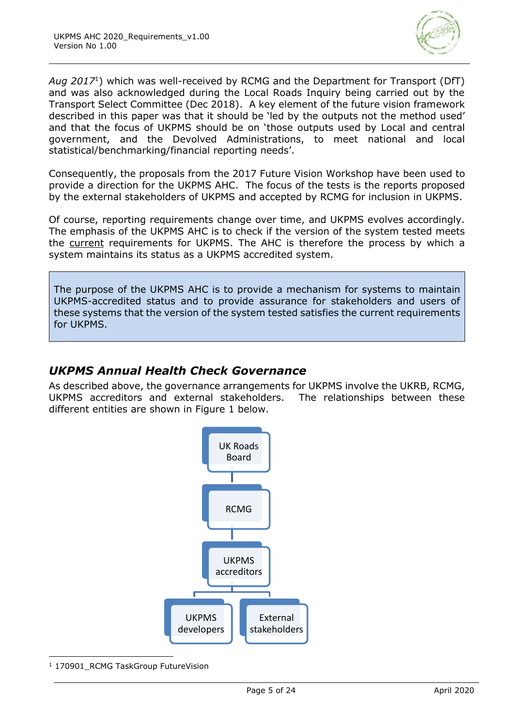*Aug 2017*[1]) which was well-received by RCMG and the Department for Transport (DfT) and was also acknowledged during the Local Roads Inquiry being carried out by the Transport Select Committee (Dec 2018). A key element of the future vision framework described in this paper was that it should be 'led by the outputs not the method used' and that the focus of UKPMS should be on 'those outputs used by Local and central government, and the Devolved Administrations, to meet national and local statistical/benchmarking/financial reporting needs'.

Consequently, the proposals from the 2017 Future Vision Workshop have been used to provide a direction for the UKPMS AHC. The focus of the tests is the reports proposed by the external stakeholders of UKPMS and accepted by RCMG for inclusion in UKPMS.

Of course, reporting requirements change over time, and UKPMS evolves accordingly. The emphasis of the UKPMS AHC is to check if the version of the system tested meets the current requirements for UKPMS. The AHC is therefore the process by which a system maintains its status as a UKPMS accredited system.

> The purpose of the UKPMS AHC is to provide a mechanism for systems to maintain UKPMS-accredited status and to provide assurance for stakeholders and users of these systems that the version of the system tested satisfies the current requirements for UKPMS.

## *UKPMS Annual Health Check Governance*

As described above, the governance arrangements for UKPMS involve the UKRB, RCMG, UKPMS accreditors and external stakeholders. The relationships between these different entities are shown in Figure 1 below.

UK Roads Board
RCMG
UKPMS accreditors
UKPMS developers | External stakeholders

[1] 170901_RCMG TaskGroup FutureVision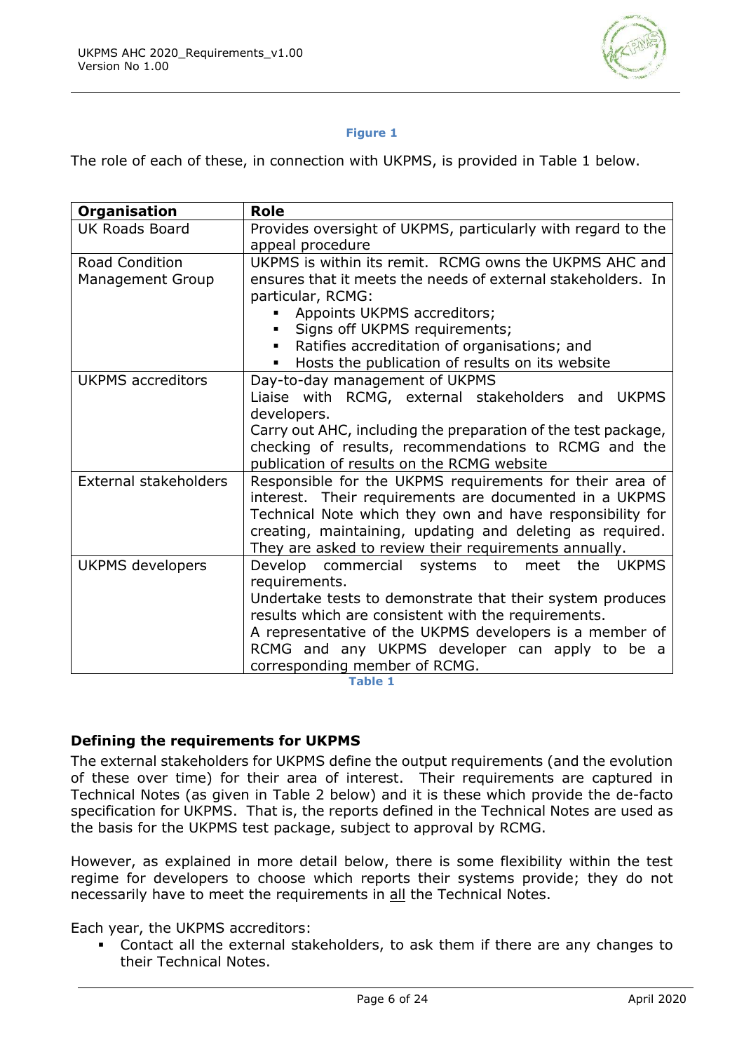**Figure 1**

The role of each of these, in connection with UKPMS, is provided in Table 1 below.

| Organisation | Role |
|---|---|
| UK Roads Board | Provides oversight of UKPMS, particularly with regard to the appeal procedure |
| Road Condition Management Group | UKPMS is within its remit. RCMG owns the UKPMS AHC and ensures that it meets the needs of external stakeholders. In particular, RCMG:<br>▪ Appoints UKPMS accreditors;<br>▪ Signs off UKPMS requirements;<br>▪ Ratifies accreditation of organisations; and<br>▪ Hosts the publication of results on its website |
| UKPMS accreditors | Day-to-day management of UKPMS<br>Liaise with RCMG, external stakeholders and UKPMS developers.<br>Carry out AHC, including the preparation of the test package, checking of results, recommendations to RCMG and the publication of results on the RCMG website |
| External stakeholders | Responsible for the UKPMS requirements for their area of interest. Their requirements are documented in a UKPMS Technical Note which they own and have responsibility for creating, maintaining, updating and deleting as required. They are asked to review their requirements annually. |
| UKPMS developers | Develop commercial systems to meet the UKPMS requirements.<br>Undertake tests to demonstrate that their system produces results which are consistent with the requirements.<br>A representative of the UKPMS developers is a member of RCMG and any UKPMS developer can apply to be a corresponding member of RCMG. |

**Table 1**

### Defining the requirements for UKPMS

The external stakeholders for UKPMS define the output requirements (and the evolution of these over time) for their area of interest. Their requirements are captured in Technical Notes (as given in Table 2 below) and it is these which provide the de-facto specification for UKPMS. That is, the reports defined in the Technical Notes are used as the basis for the UKPMS test package, subject to approval by RCMG.

However, as explained in more detail below, there is some flexibility within the test regime for developers to choose which reports their systems provide; they do not necessarily have to meet the requirements in all the Technical Notes.

Each year, the UKPMS accreditors:

- Contact all the external stakeholders, to ask them if there are any changes to their Technical Notes.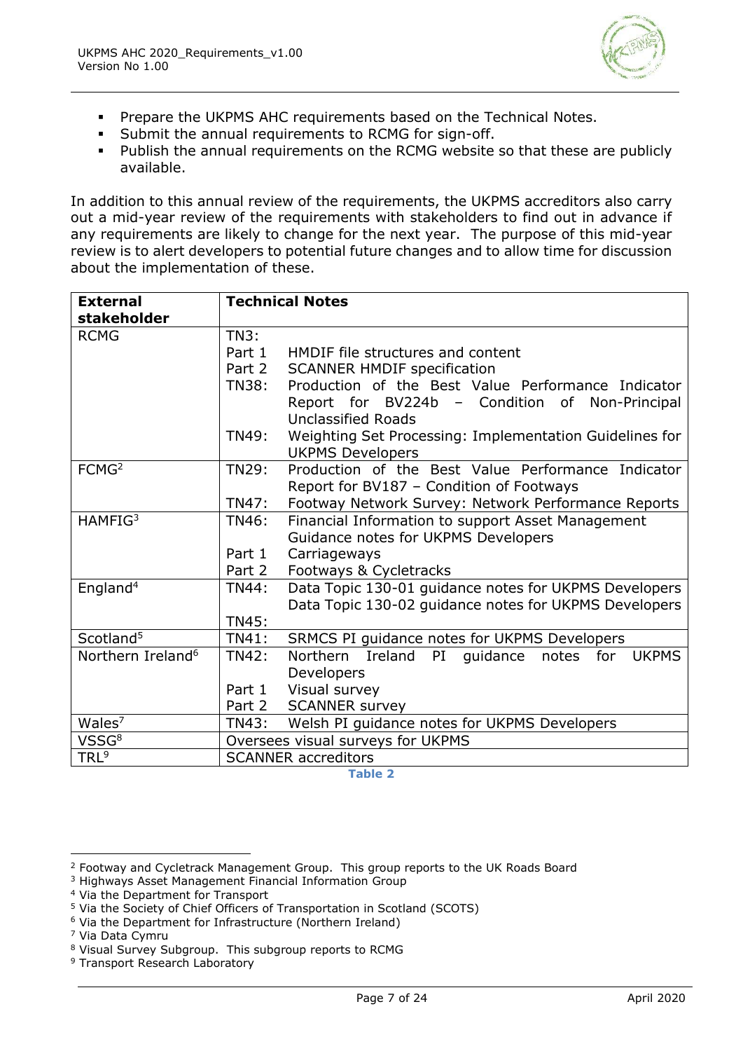- Prepare the UKPMS AHC requirements based on the Technical Notes.
- Submit the annual requirements to RCMG for sign-off.
- Publish the annual requirements on the RCMG website so that these are publicly available.

In addition to this annual review of the requirements, the UKPMS accreditors also carry out a mid-year review of the requirements with stakeholders to find out in advance if any requirements are likely to change for the next year. The purpose of this mid-year review is to alert developers to potential future changes and to allow time for discussion about the implementation of these.

| **External stakeholder** | **Technical Notes** | |
|---|---|---|
| RCMG | TN3: | |
| | Part 1 | HMDIF file structures and content |
| | Part 2 | SCANNER HMDIF specification |
| | TN38: | Production of the Best Value Performance Indicator Report for BV224b – Condition of Non-Principal Unclassified Roads |
| | TN49: | Weighting Set Processing: Implementation Guidelines for UKPMS Developers |
| FCMG[2] | TN29: | Production of the Best Value Performance Indicator Report for BV187 – Condition of Footways |
| | TN47: | Footway Network Survey: Network Performance Reports |
| HAMFIG[3] | TN46: | Financial Information to support Asset Management Guidance notes for UKPMS Developers |
| | Part 1 | Carriageways |
| | Part 2 | Footways & Cycletracks |
| England[4] | TN44: | Data Topic 130-01 guidance notes for UKPMS Developers |
| | TN45: | Data Topic 130-02 guidance notes for UKPMS Developers |
| Scotland[5] | TN41: | SRMCS PI guidance notes for UKPMS Developers |
| Northern Ireland[6] | TN42: | Northern Ireland PI guidance notes for UKPMS Developers |
| | Part 1 | Visual survey |
| | Part 2 | SCANNER survey |
| Wales[7] | TN43: | Welsh PI guidance notes for UKPMS Developers |
| VSSG[8] | Oversees visual surveys for UKPMS | |
| TRL[9] | SCANNER accreditors | |

**Table 2**

[2] Footway and Cycletrack Management Group. This group reports to the UK Roads Board
[3] Highways Asset Management Financial Information Group
[4] Via the Department for Transport
[5] Via the Society of Chief Officers of Transportation in Scotland (SCOTS)
[6] Via the Department for Infrastructure (Northern Ireland)
[7] Via Data Cymru
[8] Visual Survey Subgroup. This subgroup reports to RCMG
[9] Transport Research Laboratory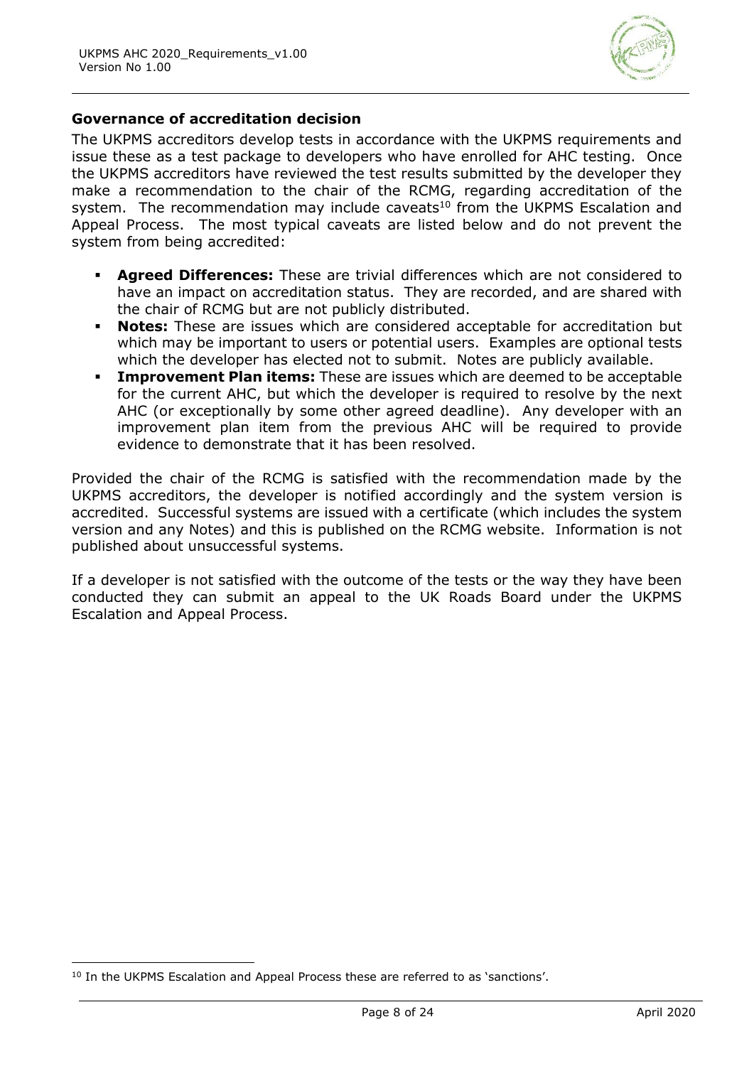### Governance of accreditation decision

The UKPMS accreditors develop tests in accordance with the UKPMS requirements and issue these as a test package to developers who have enrolled for AHC testing. Once the UKPMS accreditors have reviewed the test results submitted by the developer they make a recommendation to the chair of the RCMG, regarding accreditation of the system. The recommendation may include caveats[10] from the UKPMS Escalation and Appeal Process. The most typical caveats are listed below and do not prevent the system from being accredited:

- **Agreed Differences:** These are trivial differences which are not considered to have an impact on accreditation status. They are recorded, and are shared with the chair of RCMG but are not publicly distributed.
- **Notes:** These are issues which are considered acceptable for accreditation but which may be important to users or potential users. Examples are optional tests which the developer has elected not to submit. Notes are publicly available.
- **Improvement Plan items:** These are issues which are deemed to be acceptable for the current AHC, but which the developer is required to resolve by the next AHC (or exceptionally by some other agreed deadline). Any developer with an improvement plan item from the previous AHC will be required to provide evidence to demonstrate that it has been resolved.

Provided the chair of the RCMG is satisfied with the recommendation made by the UKPMS accreditors, the developer is notified accordingly and the system version is accredited. Successful systems are issued with a certificate (which includes the system version and any Notes) and this is published on the RCMG website. Information is not published about unsuccessful systems.

If a developer is not satisfied with the outcome of the tests or the way they have been conducted they can submit an appeal to the UK Roads Board under the UKPMS Escalation and Appeal Process.

[10] In the UKPMS Escalation and Appeal Process these are referred to as 'sanctions'.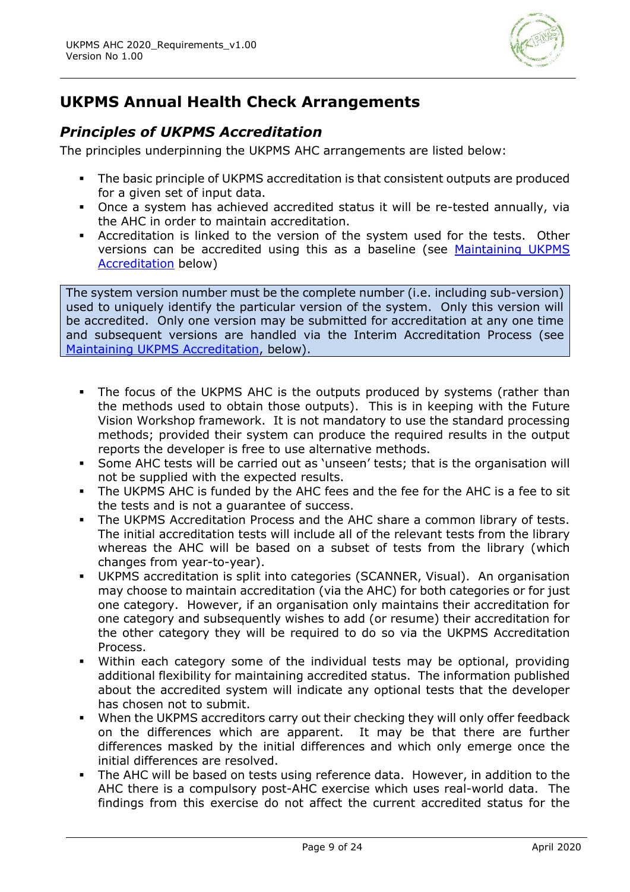# UKPMS Annual Health Check Arrangements

## *Principles of UKPMS Accreditation*

The principles underpinning the UKPMS AHC arrangements are listed below:

- The basic principle of UKPMS accreditation is that consistent outputs are produced for a given set of input data.
- Once a system has achieved accredited status it will be re-tested annually, via the AHC in order to maintain accreditation.
- Accreditation is linked to the version of the system used for the tests. Other versions can be accredited using this as a baseline (see Maintaining UKPMS Accreditation below)

> The system version number must be the complete number (i.e. including sub-version) used to uniquely identify the particular version of the system. Only this version will be accredited. Only one version may be submitted for accreditation at any one time and subsequent versions are handled via the Interim Accreditation Process (see Maintaining UKPMS Accreditation, below).

- The focus of the UKPMS AHC is the outputs produced by systems (rather than the methods used to obtain those outputs). This is in keeping with the Future Vision Workshop framework. It is not mandatory to use the standard processing methods; provided their system can produce the required results in the output reports the developer is free to use alternative methods.
- Some AHC tests will be carried out as 'unseen' tests; that is the organisation will not be supplied with the expected results.
- The UKPMS AHC is funded by the AHC fees and the fee for the AHC is a fee to sit the tests and is not a guarantee of success.
- The UKPMS Accreditation Process and the AHC share a common library of tests. The initial accreditation tests will include all of the relevant tests from the library whereas the AHC will be based on a subset of tests from the library (which changes from year-to-year).
- UKPMS accreditation is split into categories (SCANNER, Visual). An organisation may choose to maintain accreditation (via the AHC) for both categories or for just one category. However, if an organisation only maintains their accreditation for one category and subsequently wishes to add (or resume) their accreditation for the other category they will be required to do so via the UKPMS Accreditation Process.
- Within each category some of the individual tests may be optional, providing additional flexibility for maintaining accredited status. The information published about the accredited system will indicate any optional tests that the developer has chosen not to submit.
- When the UKPMS accreditors carry out their checking they will only offer feedback on the differences which are apparent. It may be that there are further differences masked by the initial differences and which only emerge once the initial differences are resolved.
- The AHC will be based on tests using reference data. However, in addition to the AHC there is a compulsory post-AHC exercise which uses real-world data. The findings from this exercise do not affect the current accredited status for the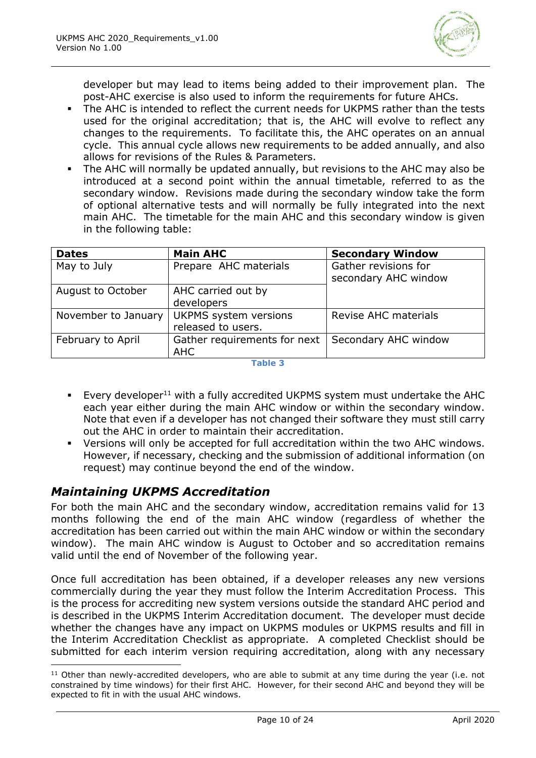developer but may lead to items being added to their improvement plan. The post-AHC exercise is also used to inform the requirements for future AHCs.

- The AHC is intended to reflect the current needs for UKPMS rather than the tests used for the original accreditation; that is, the AHC will evolve to reflect any changes to the requirements. To facilitate this, the AHC operates on an annual cycle. This annual cycle allows new requirements to be added annually, and also allows for revisions of the Rules & Parameters.
- The AHC will normally be updated annually, but revisions to the AHC may also be introduced at a second point within the annual timetable, referred to as the secondary window. Revisions made during the secondary window take the form of optional alternative tests and will normally be fully integrated into the next main AHC. The timetable for the main AHC and this secondary window is given in the following table:

| Dates | Main AHC | Secondary Window |
|---|---|---|
| May to July | Prepare AHC materials | Gather revisions for secondary AHC window |
| August to October | AHC carried out by developers | |
| November to January | UKPMS system versions released to users. | Revise AHC materials |
| February to April | Gather requirements for next AHC | Secondary AHC window |

Table 3

- Every developer[11] with a fully accredited UKPMS system must undertake the AHC each year either during the main AHC window or within the secondary window. Note that even if a developer has not changed their software they must still carry out the AHC in order to maintain their accreditation.
- Versions will only be accepted for full accreditation within the two AHC windows. However, if necessary, checking and the submission of additional information (on request) may continue beyond the end of the window.

## *Maintaining UKPMS Accreditation*

For both the main AHC and the secondary window, accreditation remains valid for 13 months following the end of the main AHC window (regardless of whether the accreditation has been carried out within the main AHC window or within the secondary window). The main AHC window is August to October and so accreditation remains valid until the end of November of the following year.

Once full accreditation has been obtained, if a developer releases any new versions commercially during the year they must follow the Interim Accreditation Process. This is the process for accrediting new system versions outside the standard AHC period and is described in the UKPMS Interim Accreditation document. The developer must decide whether the changes have any impact on UKPMS modules or UKPMS results and fill in the Interim Accreditation Checklist as appropriate. A completed Checklist should be submitted for each interim version requiring accreditation, along with any necessary

[11] Other than newly-accredited developers, who are able to submit at any time during the year (i.e. not constrained by time windows) for their first AHC. However, for their second AHC and beyond they will be expected to fit in with the usual AHC windows.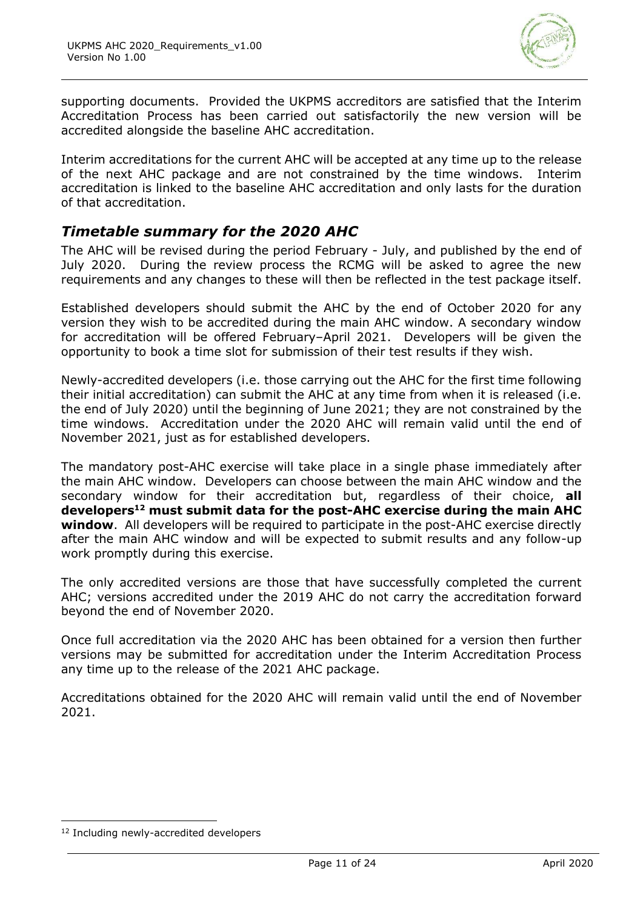supporting documents. Provided the UKPMS accreditors are satisfied that the Interim Accreditation Process has been carried out satisfactorily the new version will be accredited alongside the baseline AHC accreditation.

Interim accreditations for the current AHC will be accepted at any time up to the release of the next AHC package and are not constrained by the time windows. Interim accreditation is linked to the baseline AHC accreditation and only lasts for the duration of that accreditation.

## *Timetable summary for the 2020 AHC*

The AHC will be revised during the period February - July, and published by the end of July 2020. During the review process the RCMG will be asked to agree the new requirements and any changes to these will then be reflected in the test package itself.

Established developers should submit the AHC by the end of October 2020 for any version they wish to be accredited during the main AHC window. A secondary window for accreditation will be offered February–April 2021. Developers will be given the opportunity to book a time slot for submission of their test results if they wish.

Newly-accredited developers (i.e. those carrying out the AHC for the first time following their initial accreditation) can submit the AHC at any time from when it is released (i.e. the end of July 2020) until the beginning of June 2021; they are not constrained by the time windows. Accreditation under the 2020 AHC will remain valid until the end of November 2021, just as for established developers.

The mandatory post-AHC exercise will take place in a single phase immediately after the main AHC window. Developers can choose between the main AHC window and the secondary window for their accreditation but, regardless of their choice, **all developers[12] must submit data for the post-AHC exercise during the main AHC window**. All developers will be required to participate in the post-AHC exercise directly after the main AHC window and will be expected to submit results and any follow-up work promptly during this exercise.

The only accredited versions are those that have successfully completed the current AHC; versions accredited under the 2019 AHC do not carry the accreditation forward beyond the end of November 2020.

Once full accreditation via the 2020 AHC has been obtained for a version then further versions may be submitted for accreditation under the Interim Accreditation Process any time up to the release of the 2021 AHC package.

Accreditations obtained for the 2020 AHC will remain valid until the end of November 2021.

---

[12] Including newly-accredited developers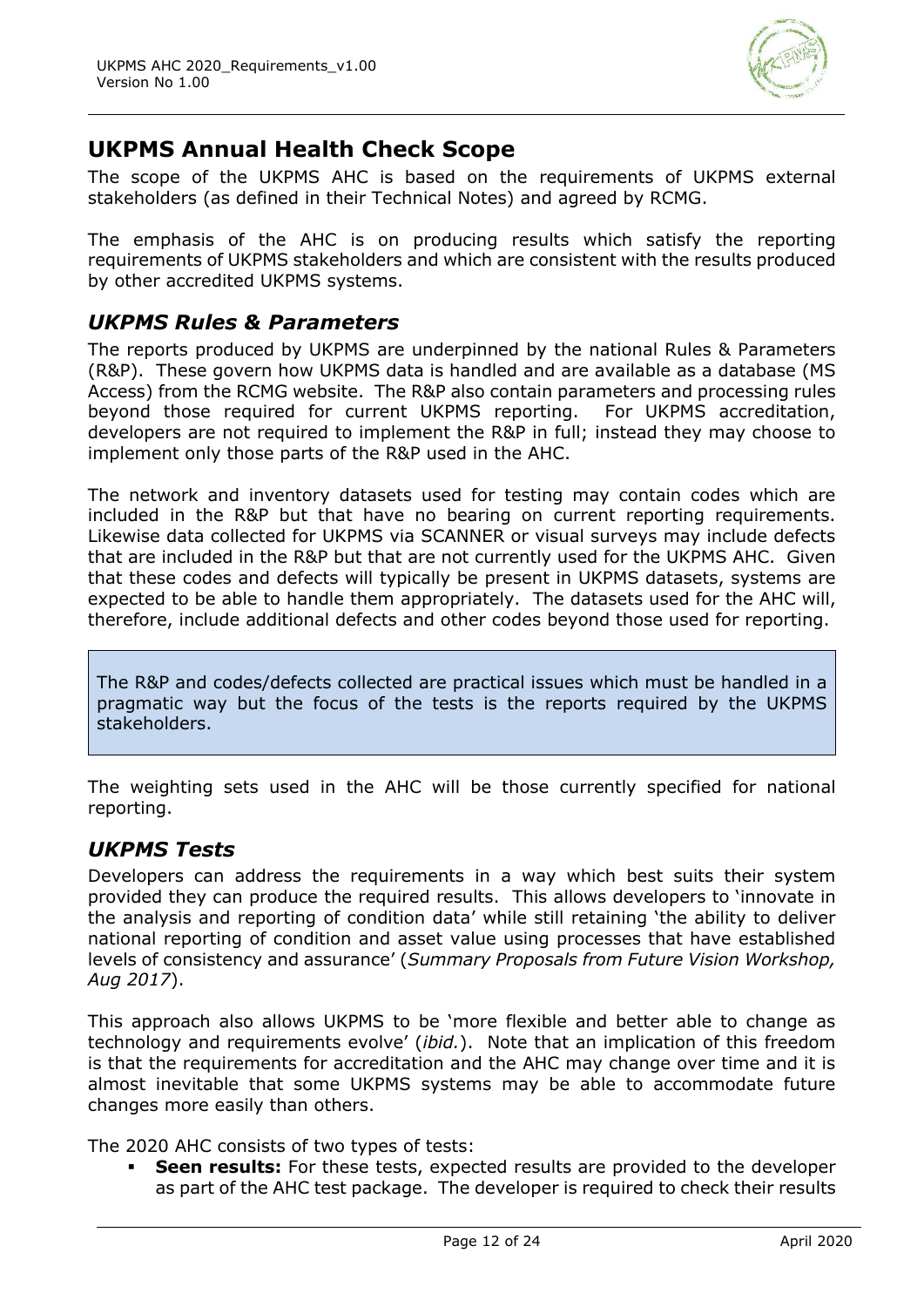## UKPMS Annual Health Check Scope

The scope of the UKPMS AHC is based on the requirements of UKPMS external stakeholders (as defined in their Technical Notes) and agreed by RCMG.

The emphasis of the AHC is on producing results which satisfy the reporting requirements of UKPMS stakeholders and which are consistent with the results produced by other accredited UKPMS systems.

### *UKPMS Rules & Parameters*

The reports produced by UKPMS are underpinned by the national Rules & Parameters (R&P). These govern how UKPMS data is handled and are available as a database (MS Access) from the RCMG website. The R&P also contain parameters and processing rules beyond those required for current UKPMS reporting. For UKPMS accreditation, developers are not required to implement the R&P in full; instead they may choose to implement only those parts of the R&P used in the AHC.

The network and inventory datasets used for testing may contain codes which are included in the R&P but that have no bearing on current reporting requirements. Likewise data collected for UKPMS via SCANNER or visual surveys may include defects that are included in the R&P but that are not currently used for the UKPMS AHC. Given that these codes and defects will typically be present in UKPMS datasets, systems are expected to be able to handle them appropriately. The datasets used for the AHC will, therefore, include additional defects and other codes beyond those used for reporting.

> The R&P and codes/defects collected are practical issues which must be handled in a pragmatic way but the focus of the tests is the reports required by the UKPMS stakeholders.

The weighting sets used in the AHC will be those currently specified for national reporting.

### *UKPMS Tests*

Developers can address the requirements in a way which best suits their system provided they can produce the required results. This allows developers to 'innovate in the analysis and reporting of condition data' while still retaining 'the ability to deliver national reporting of condition and asset value using processes that have established levels of consistency and assurance' (*Summary Proposals from Future Vision Workshop, Aug 2017*).

This approach also allows UKPMS to be 'more flexible and better able to change as technology and requirements evolve' (*ibid.*). Note that an implication of this freedom is that the requirements for accreditation and the AHC may change over time and it is almost inevitable that some UKPMS systems may be able to accommodate future changes more easily than others.

The 2020 AHC consists of two types of tests:

- **Seen results:** For these tests, expected results are provided to the developer as part of the AHC test package. The developer is required to check their results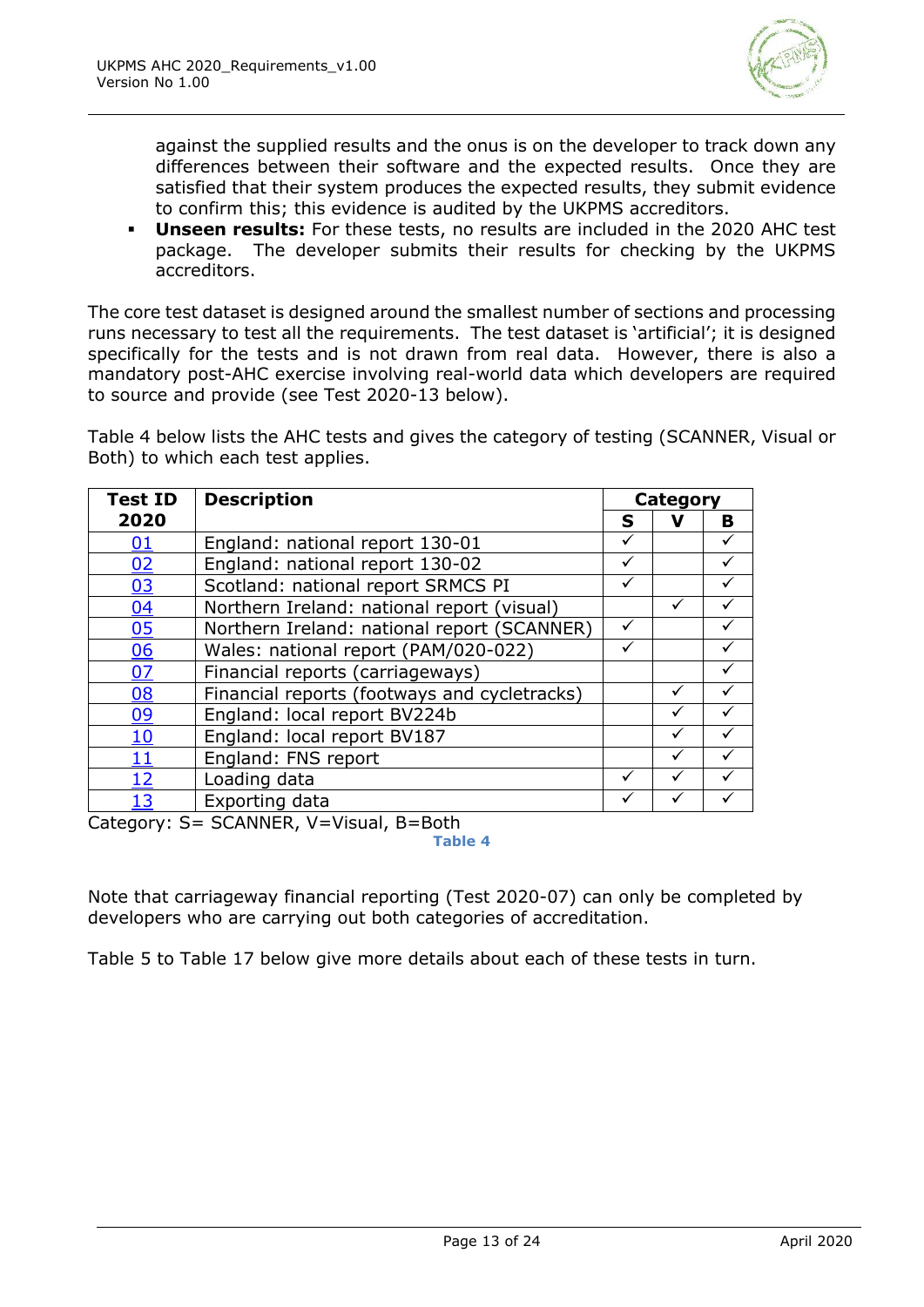against the supplied results and the onus is on the developer to track down any differences between their software and the expected results. Once they are satisfied that their system produces the expected results, they submit evidence to confirm this; this evidence is audited by the UKPMS accreditors.

- **Unseen results:** For these tests, no results are included in the 2020 AHC test package. The developer submits their results for checking by the UKPMS accreditors.

The core test dataset is designed around the smallest number of sections and processing runs necessary to test all the requirements. The test dataset is 'artificial'; it is designed specifically for the tests and is not drawn from real data. However, there is also a mandatory post-AHC exercise involving real-world data which developers are required to source and provide (see Test 2020-13 below).

Table 4 below lists the AHC tests and gives the category of testing (SCANNER, Visual or Both) to which each test applies.

| Test ID 2020 | Description | Category | | |
|---|---|---|---|---|
| | | **S** | **V** | **B** |
| 01 | England: national report 130-01 | ✓ | | ✓ |
| 02 | England: national report 130-02 | ✓ | | ✓ |
| 03 | Scotland: national report SRMCS PI | ✓ | | ✓ |
| 04 | Northern Ireland: national report (visual) | | ✓ | ✓ |
| 05 | Northern Ireland: national report (SCANNER) | ✓ | | ✓ |
| 06 | Wales: national report (PAM/020-022) | ✓ | | ✓ |
| 07 | Financial reports (carriageways) | | | ✓ |
| 08 | Financial reports (footways and cycletracks) | | ✓ | ✓ |
| 09 | England: local report BV224b | | ✓ | ✓ |
| 10 | England: local report BV187 | | ✓ | ✓ |
| 11 | England: FNS report | | ✓ | ✓ |
| 12 | Loading data | ✓ | ✓ | ✓ |
| 13 | Exporting data | ✓ | ✓ | ✓ |

Category: S= SCANNER, V=Visual, B=Both

**Table 4**

Note that carriageway financial reporting (Test 2020-07) can only be completed by developers who are carrying out both categories of accreditation.

Table 5 to Table 17 below give more details about each of these tests in turn.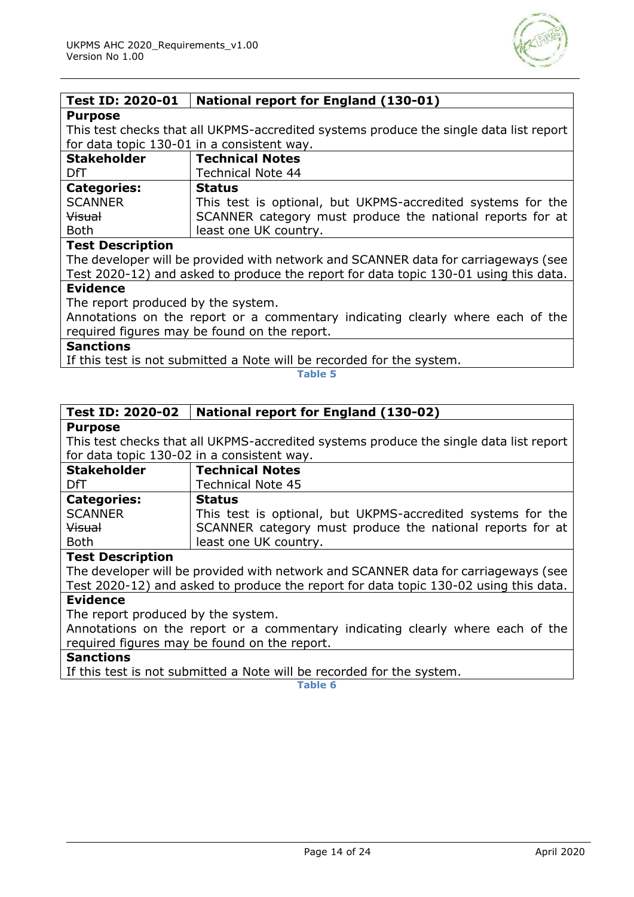| Test ID: 2020-01 | National report for England (130-01) |
|---|---|
| **Purpose** | |
| This test checks that all UKPMS-accredited systems produce the single data list report for data topic 130-01 in a consistent way. | |
| **Stakeholder** | **Technical Notes** |
| DfT | Technical Note 44 |
| **Categories:**<br>SCANNER<br>~~Visual~~<br>Both | **Status**<br>This test is optional, but UKPMS-accredited systems for the SCANNER category must produce the national reports for at least one UK country. |
| **Test Description** | |
| The developer will be provided with network and SCANNER data for carriageways (see Test 2020-12) and asked to produce the report for data topic 130-01 using this data. | |
| **Evidence** | |
| The report produced by the system.<br>Annotations on the report or a commentary indicating clearly where each of the required figures may be found on the report. | |
| **Sanctions** | |
| If this test is not submitted a Note will be recorded for the system. | |

Table 5

| Test ID: 2020-02 | National report for England (130-02) |
|---|---|
| **Purpose** | |
| This test checks that all UKPMS-accredited systems produce the single data list report for data topic 130-02 in a consistent way. | |
| **Stakeholder** | **Technical Notes** |
| DfT | Technical Note 45 |
| **Categories:**<br>SCANNER<br>~~Visual~~<br>Both | **Status**<br>This test is optional, but UKPMS-accredited systems for the SCANNER category must produce the national reports for at least one UK country. |
| **Test Description** | |
| The developer will be provided with network and SCANNER data for carriageways (see Test 2020-12) and asked to produce the report for data topic 130-02 using this data. | |
| **Evidence** | |
| The report produced by the system.<br>Annotations on the report or a commentary indicating clearly where each of the required figures may be found on the report. | |
| **Sanctions** | |
| If this test is not submitted a Note will be recorded for the system. | |

Table 6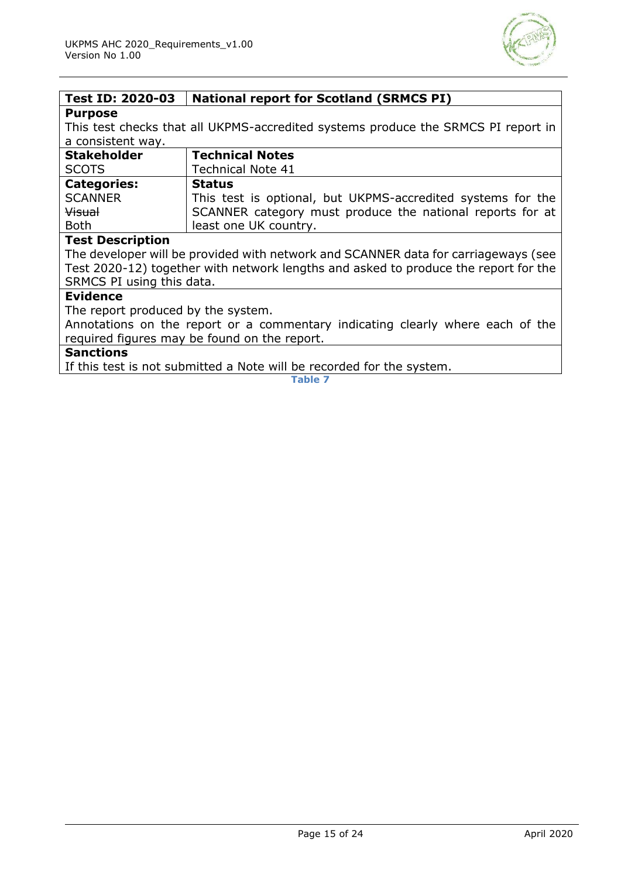| **Test ID: 2020-03** | **National report for Scotland (SRMCS PI)** |
|---|---|
| **Purpose**<br>This test checks that all UKPMS-accredited systems produce the SRMCS PI report in a consistent way. | |
| **Stakeholder**<br>SCOTS | **Technical Notes**<br>Technical Note 41 |
| **Categories:**<br>SCANNER<br>~~Visual~~<br>Both | **Status**<br>This test is optional, but UKPMS-accredited systems for the SCANNER category must produce the national reports for at least one UK country. |
| **Test Description**<br>The developer will be provided with network and SCANNER data for carriageways (see Test 2020-12) together with network lengths and asked to produce the report for the SRMCS PI using this data. | |
| **Evidence**<br>The report produced by the system.<br>Annotations on the report or a commentary indicating clearly where each of the required figures may be found on the report. | |
| **Sanctions**<br>If this test is not submitted a Note will be recorded for the system. | |

**Table 7**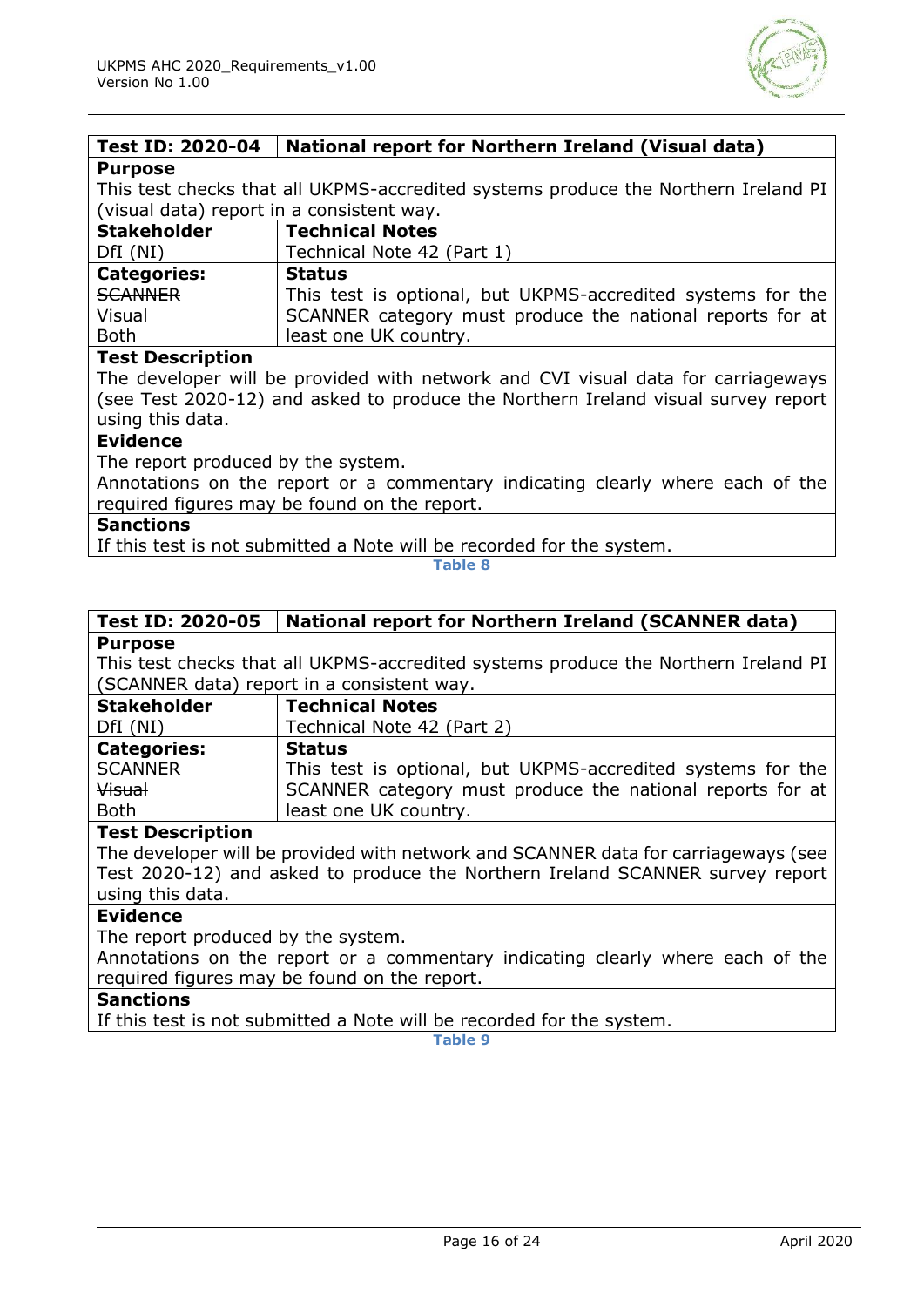| Test ID: 2020-04 | National report for Northern Ireland (Visual data) |
|---|---|
| **Purpose** | |
| This test checks that all UKPMS-accredited systems produce the Northern Ireland PI (visual data) report in a consistent way. | |
| **Stakeholder** | **Technical Notes** |
| DfI (NI) | Technical Note 42 (Part 1) |
| **Categories:**<br>~~SCANNER~~<br>Visual<br>Both | **Status**<br>This test is optional, but UKPMS-accredited systems for the SCANNER category must produce the national reports for at least one UK country. |
| **Test Description** | |
| The developer will be provided with network and CVI visual data for carriageways (see Test 2020-12) and asked to produce the Northern Ireland visual survey report using this data. | |
| **Evidence** | |
| The report produced by the system.<br>Annotations on the report or a commentary indicating clearly where each of the required figures may be found on the report. | |
| **Sanctions** | |
| If this test is not submitted a Note will be recorded for the system. | |

Table 8

| Test ID: 2020-05 | National report for Northern Ireland (SCANNER data) |
|---|---|
| **Purpose** | |
| This test checks that all UKPMS-accredited systems produce the Northern Ireland PI (SCANNER data) report in a consistent way. | |
| **Stakeholder** | **Technical Notes** |
| DfI (NI) | Technical Note 42 (Part 2) |
| **Categories:**<br>SCANNER<br>~~Visual~~<br>Both | **Status**<br>This test is optional, but UKPMS-accredited systems for the SCANNER category must produce the national reports for at least one UK country. |
| **Test Description** | |
| The developer will be provided with network and SCANNER data for carriageways (see Test 2020-12) and asked to produce the Northern Ireland SCANNER survey report using this data. | |
| **Evidence** | |
| The report produced by the system.<br>Annotations on the report or a commentary indicating clearly where each of the required figures may be found on the report. | |
| **Sanctions** | |
| If this test is not submitted a Note will be recorded for the system. | |

Table 9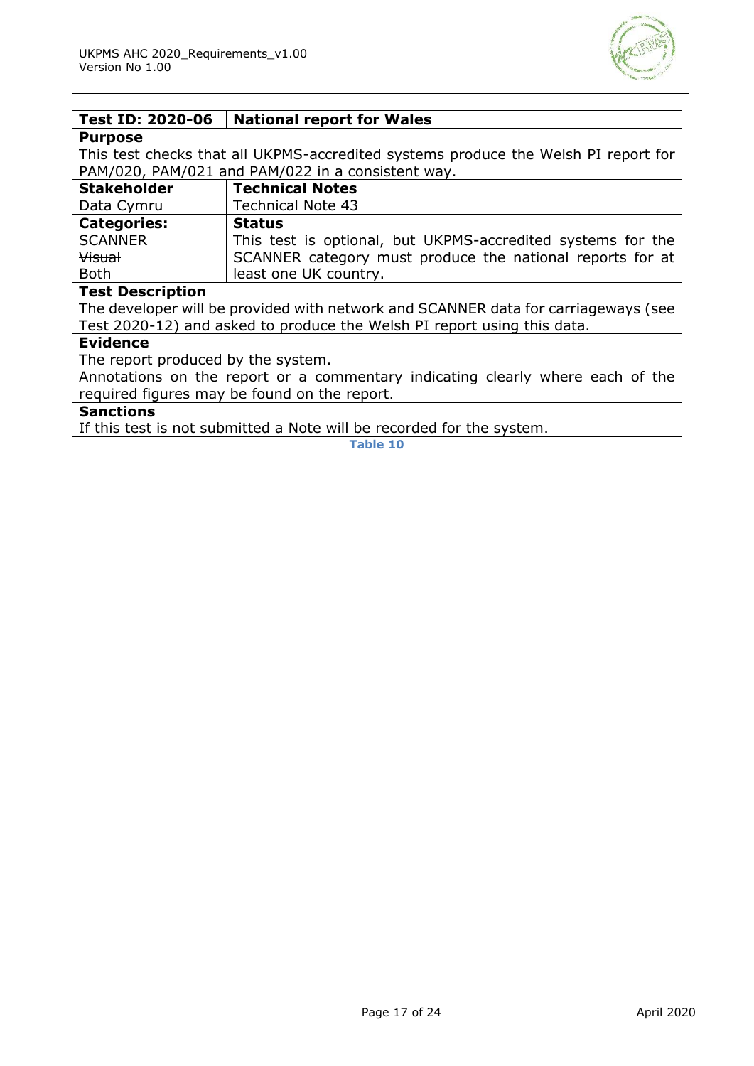| Test ID: 2020-06 | National report for Wales |
|---|---|
| **Purpose** | |
| This test checks that all UKPMS-accredited systems produce the Welsh PI report for PAM/020, PAM/021 and PAM/022 in a consistent way. | |
| **Stakeholder** | **Technical Notes** |
| Data Cymru | Technical Note 43 |
| **Categories:** | **Status** |
| SCANNER<br>~~Visual~~<br>Both | This test is optional, but UKPMS-accredited systems for the SCANNER category must produce the national reports for at least one UK country. |
| **Test Description** | |
| The developer will be provided with network and SCANNER data for carriageways (see Test 2020-12) and asked to produce the Welsh PI report using this data. | |
| **Evidence** | |
| The report produced by the system.<br>Annotations on the report or a commentary indicating clearly where each of the required figures may be found on the report. | |
| **Sanctions** | |
| If this test is not submitted a Note will be recorded for the system. | |

Table 10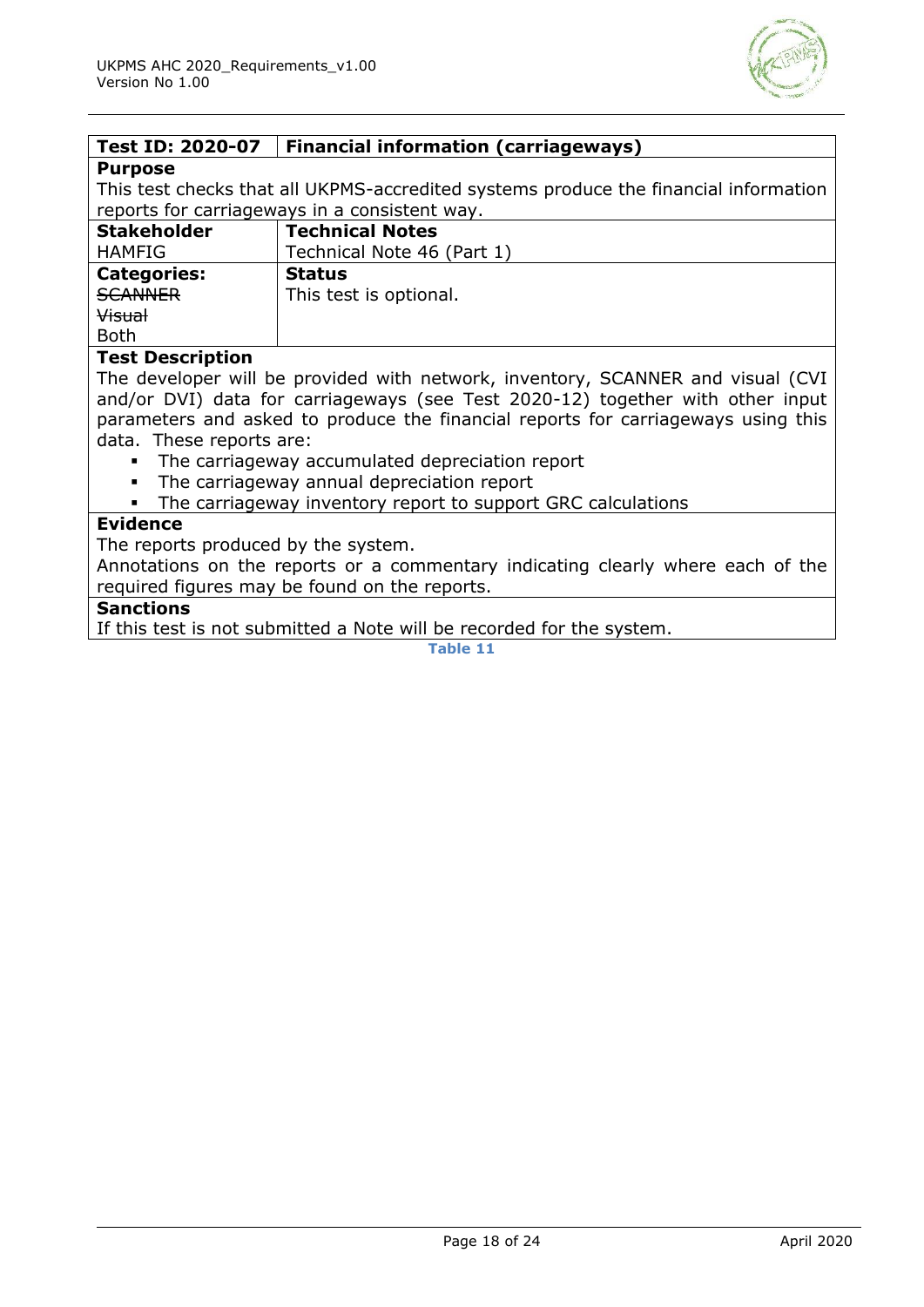| Test ID: 2020-07 | Financial information (carriageways) |
|---|---|
| **Purpose**<br>This test checks that all UKPMS-accredited systems produce the financial information reports for carriageways in a consistent way. | |
| **Stakeholder**<br>HAMFIG | **Technical Notes**<br>Technical Note 46 (Part 1) |
| **Categories:**<br>~~SCANNER~~<br>~~Visual~~<br>Both | **Status**<br>This test is optional. |
| **Test Description**<br>The developer will be provided with network, inventory, SCANNER and visual (CVI and/or DVI) data for carriageways (see Test 2020-12) together with other input parameters and asked to produce the financial reports for carriageways using this data. These reports are:<br>▪ The carriageway accumulated depreciation report<br>▪ The carriageway annual depreciation report<br>▪ The carriageway inventory report to support GRC calculations | |
| **Evidence**<br>The reports produced by the system.<br>Annotations on the reports or a commentary indicating clearly where each of the required figures may be found on the reports. | |
| **Sanctions**<br>If this test is not submitted a Note will be recorded for the system. | |

Table 11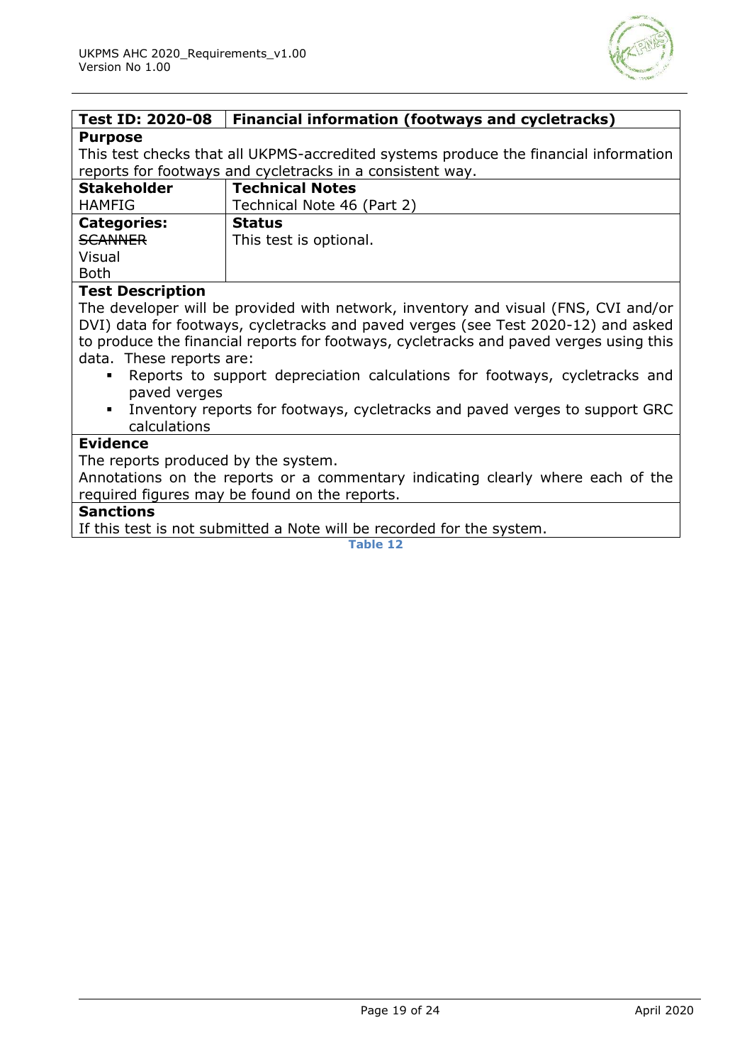| Test ID: 2020-08 | Financial information (footways and cycletracks) |
|---|---|
| **Purpose**<br>This test checks that all UKPMS-accredited systems produce the financial information reports for footways and cycletracks in a consistent way. | |
| **Stakeholder**<br>HAMFIG | **Technical Notes**<br>Technical Note 46 (Part 2) |
| **Categories:**<br>~~SCANNER~~<br>Visual<br>Both | **Status**<br>This test is optional. |
| **Test Description**<br>The developer will be provided with network, inventory and visual (FNS, CVI and/or DVI) data for footways, cycletracks and paved verges (see Test 2020-12) and asked to produce the financial reports for footways, cycletracks and paved verges using this data. These reports are:<br>▪ Reports to support depreciation calculations for footways, cycletracks and paved verges<br>▪ Inventory reports for footways, cycletracks and paved verges to support GRC calculations | |
| **Evidence**<br>The reports produced by the system.<br>Annotations on the reports or a commentary indicating clearly where each of the required figures may be found on the reports. | |
| **Sanctions**<br>If this test is not submitted a Note will be recorded for the system. | |

Table 12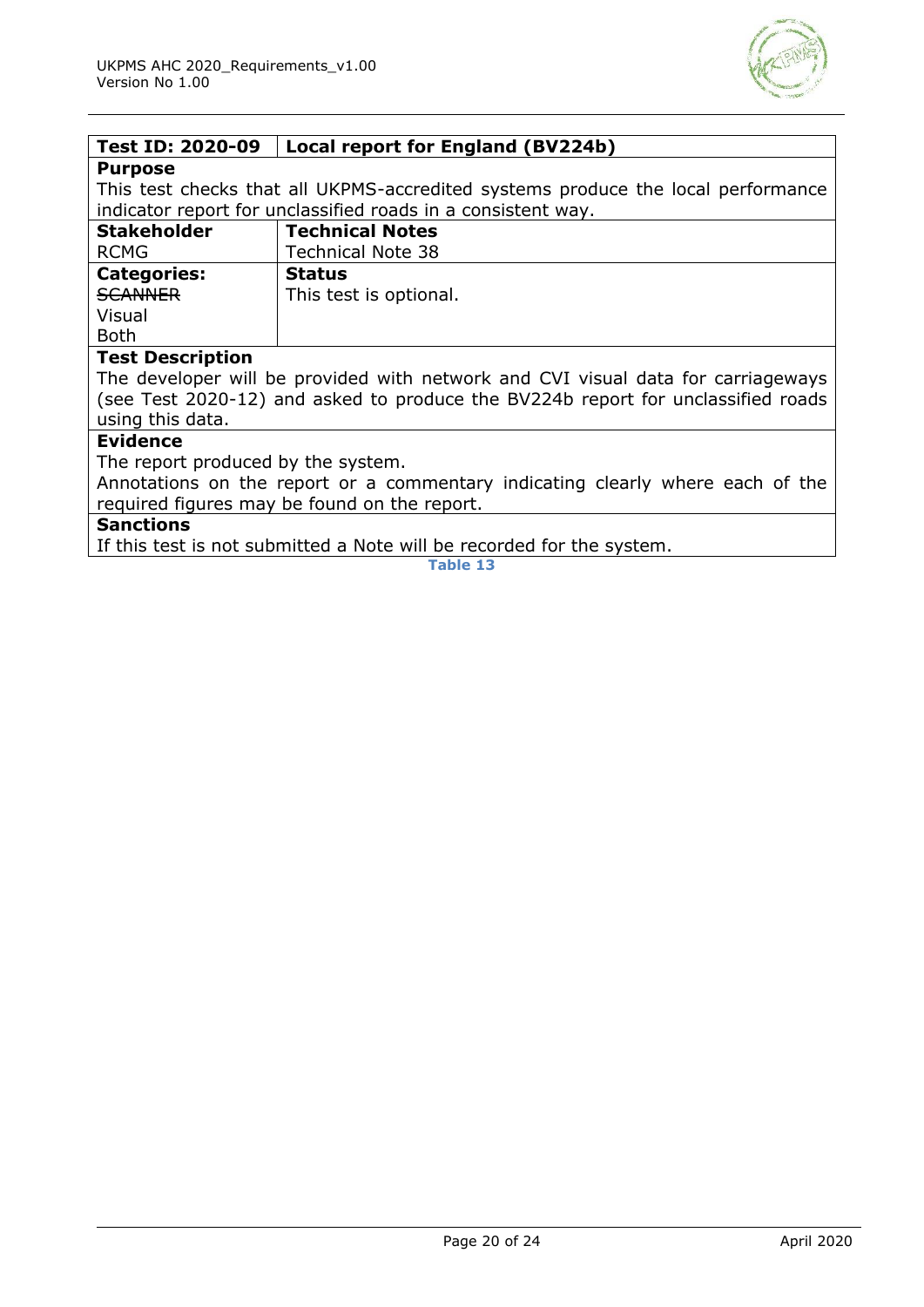| Test ID: 2020-09 | Local report for England (BV224b) |
| --- | --- |
| **Purpose** | |
| This test checks that all UKPMS-accredited systems produce the local performance indicator report for unclassified roads in a consistent way. | |
| **Stakeholder** | **Technical Notes** |
| RCMG | Technical Note 38 |
| **Categories:** | **Status** |
| ~~SCANNER~~<br>Visual<br>Both | This test is optional. |
| **Test Description** | |
| The developer will be provided with network and CVI visual data for carriageways (see Test 2020-12) and asked to produce the BV224b report for unclassified roads using this data. | |
| **Evidence** | |
| The report produced by the system.<br>Annotations on the report or a commentary indicating clearly where each of the required figures may be found on the report. | |
| **Sanctions** | |
| If this test is not submitted a Note will be recorded for the system. | |

Table 13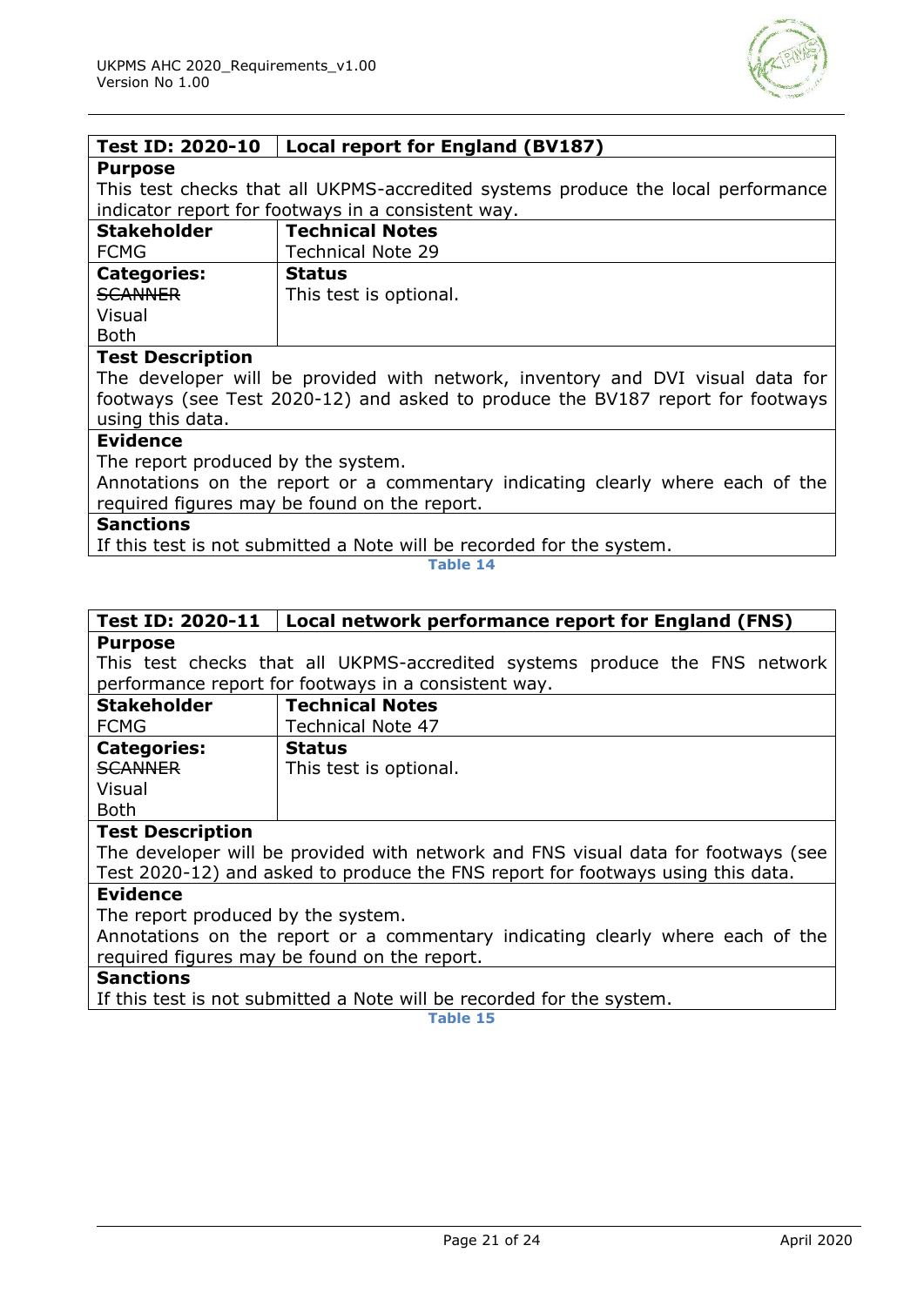| Test ID: 2020-10 | Local report for England (BV187) |
|---|---|
| **Purpose** | |
| This test checks that all UKPMS-accredited systems produce the local performance indicator report for footways in a consistent way. | |
| **Stakeholder** | **Technical Notes** |
| FCMG | Technical Note 29 |
| **Categories:**<br>~~SCANNER~~<br>Visual<br>Both | **Status**<br>This test is optional. |
| **Test Description** | |
| The developer will be provided with network, inventory and DVI visual data for footways (see Test 2020-12) and asked to produce the BV187 report for footways using this data. | |
| **Evidence** | |
| The report produced by the system.<br>Annotations on the report or a commentary indicating clearly where each of the required figures may be found on the report. | |
| **Sanctions** | |
| If this test is not submitted a Note will be recorded for the system. | |

Table 14

| Test ID: 2020-11 | Local network performance report for England (FNS) |
|---|---|
| **Purpose** | |
| This test checks that all UKPMS-accredited systems produce the FNS network performance report for footways in a consistent way. | |
| **Stakeholder** | **Technical Notes** |
| FCMG | Technical Note 47 |
| **Categories:**<br>~~SCANNER~~<br>Visual<br>Both | **Status**<br>This test is optional. |
| **Test Description** | |
| The developer will be provided with network and FNS visual data for footways (see Test 2020-12) and asked to produce the FNS report for footways using this data. | |
| **Evidence** | |
| The report produced by the system.<br>Annotations on the report or a commentary indicating clearly where each of the required figures may be found on the report. | |
| **Sanctions** | |
| If this test is not submitted a Note will be recorded for the system. | |

Table 15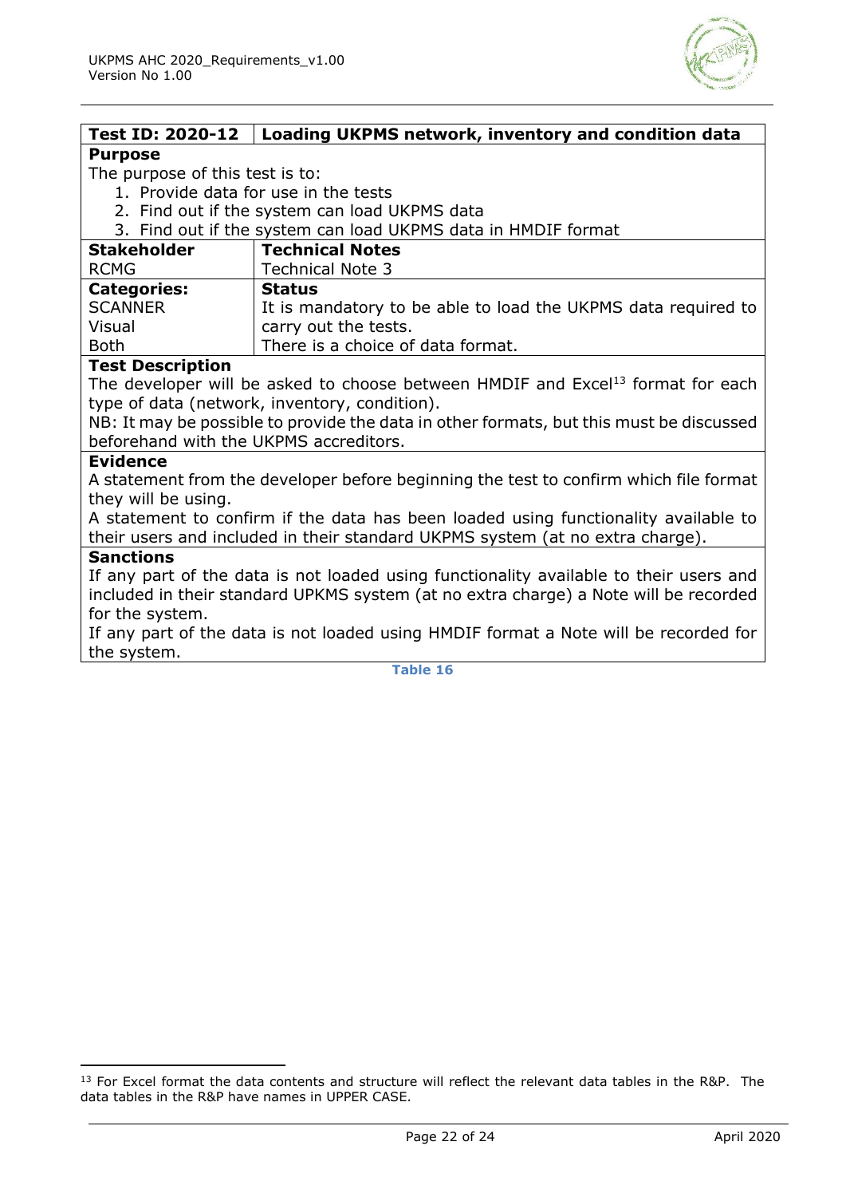| Test ID: 2020-12 | Loading UKPMS network, inventory and condition data |
|---|---|
| **Purpose**<br>The purpose of this test is to:<br>1. Provide data for use in the tests<br>2. Find out if the system can load UKPMS data<br>3. Find out if the system can load UKPMS data in HMDIF format | |
| **Stakeholder**<br>RCMG | **Technical Notes**<br>Technical Note 3 |
| **Categories:**<br>SCANNER<br>Visual<br>Both | **Status**<br>It is mandatory to be able to load the UKPMS data required to carry out the tests.<br>There is a choice of data format. |
| **Test Description**<br>The developer will be asked to choose between HMDIF and Excel[13] format for each type of data (network, inventory, condition).<br>NB: It may be possible to provide the data in other formats, but this must be discussed beforehand with the UKPMS accreditors. | |
| **Evidence**<br>A statement from the developer before beginning the test to confirm which file format they will be using.<br>A statement to confirm if the data has been loaded using functionality available to their users and included in their standard UKPMS system (at no extra charge). | |
| **Sanctions**<br>If any part of the data is not loaded using functionality available to their users and included in their standard UPKMS system (at no extra charge) a Note will be recorded for the system.<br>If any part of the data is not loaded using HMDIF format a Note will be recorded for the system. | |

**Table 16**

[13] For Excel format the data contents and structure will reflect the relevant data tables in the R&P. The data tables in the R&P have names in UPPER CASE.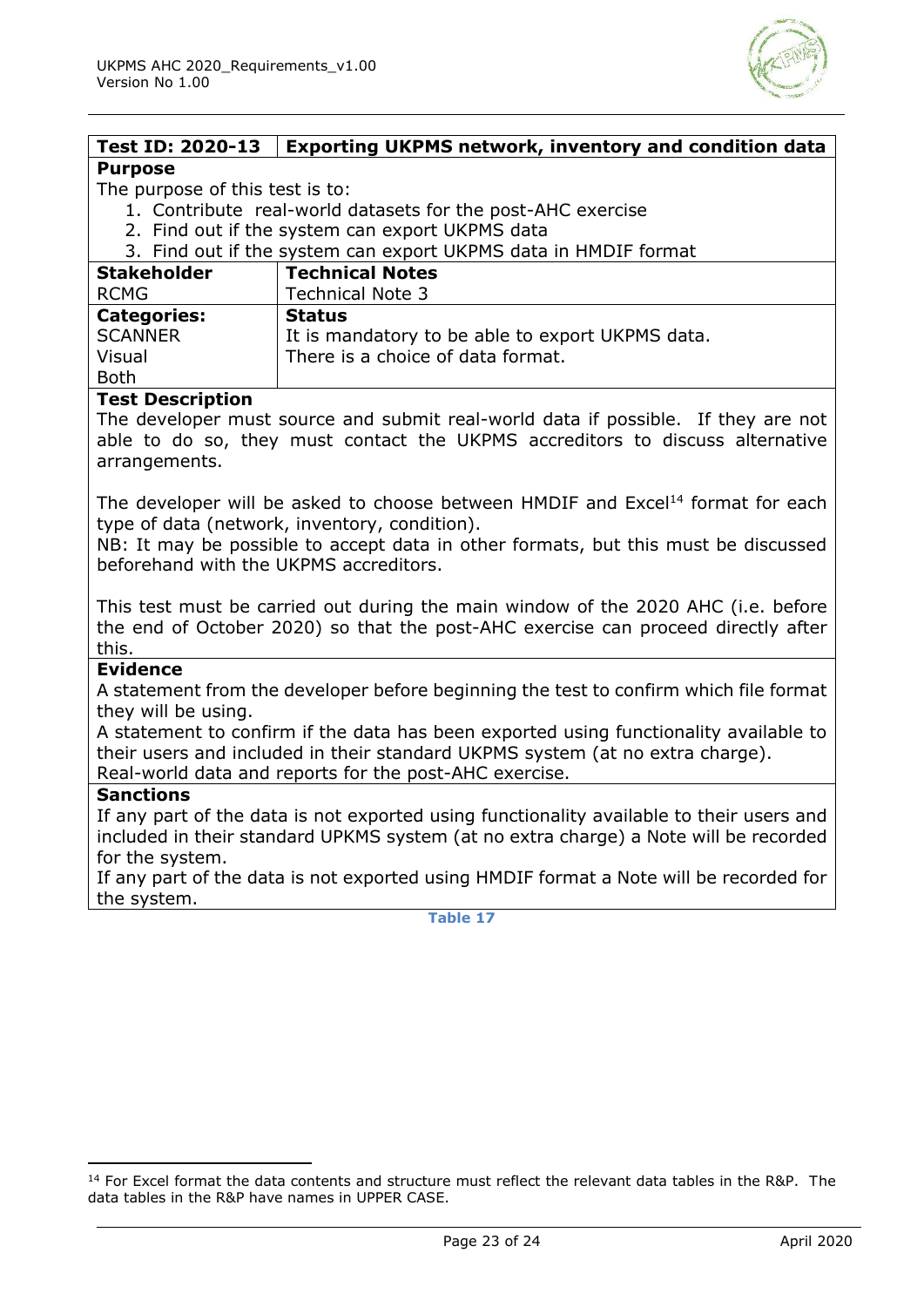| Test ID: 2020-13 | Exporting UKPMS network, inventory and condition data |
|---|---|

**Purpose**

The purpose of this test is to:

1. Contribute real-world datasets for the post-AHC exercise
2. Find out if the system can export UKPMS data
3. Find out if the system can export UKPMS data in HMDIF format

| Stakeholder | Technical Notes |
|---|---|
| RCMG | Technical Note 3 |
| **Categories:** | **Status** |
| SCANNER<br>Visual<br>Both | It is mandatory to be able to export UKPMS data.<br>There is a choice of data format. |

**Test Description**

The developer must source and submit real-world data if possible. If they are not able to do so, they must contact the UKPMS accreditors to discuss alternative arrangements.

The developer will be asked to choose between HMDIF and Excel[14] format for each type of data (network, inventory, condition).
NB: It may be possible to accept data in other formats, but this must be discussed beforehand with the UKPMS accreditors.

This test must be carried out during the main window of the 2020 AHC (i.e. before the end of October 2020) so that the post-AHC exercise can proceed directly after this.

**Evidence**

A statement from the developer before beginning the test to confirm which file format they will be using.
A statement to confirm if the data has been exported using functionality available to their users and included in their standard UKPMS system (at no extra charge).
Real-world data and reports for the post-AHC exercise.

**Sanctions**

If any part of the data is not exported using functionality available to their users and included in their standard UPKMS system (at no extra charge) a Note will be recorded for the system.
If any part of the data is not exported using HMDIF format a Note will be recorded for the system.

Table 17

[14] For Excel format the data contents and structure must reflect the relevant data tables in the R&P. The data tables in the R&P have names in UPPER CASE.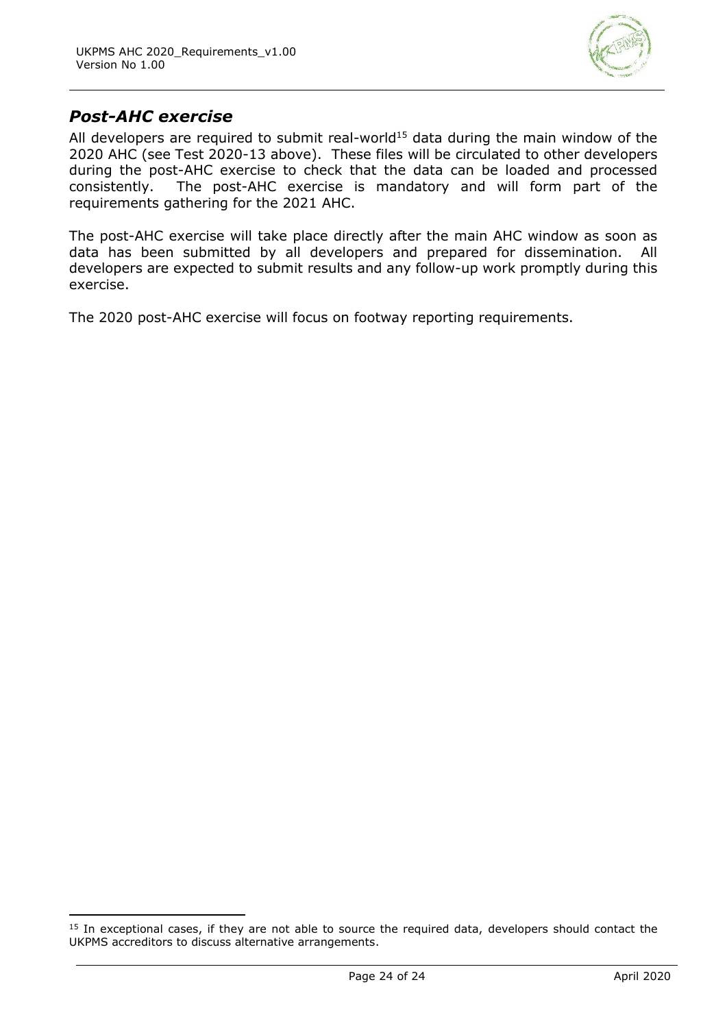## *Post-AHC exercise*

All developers are required to submit real-world[15] data during the main window of the 2020 AHC (see Test 2020-13 above). These files will be circulated to other developers during the post-AHC exercise to check that the data can be loaded and processed consistently. The post-AHC exercise is mandatory and will form part of the requirements gathering for the 2021 AHC.

The post-AHC exercise will take place directly after the main AHC window as soon as data has been submitted by all developers and prepared for dissemination. All developers are expected to submit results and any follow-up work promptly during this exercise.

The 2020 post-AHC exercise will focus on footway reporting requirements.

[15] In exceptional cases, if they are not able to source the required data, developers should contact the UKPMS accreditors to discuss alternative arrangements.